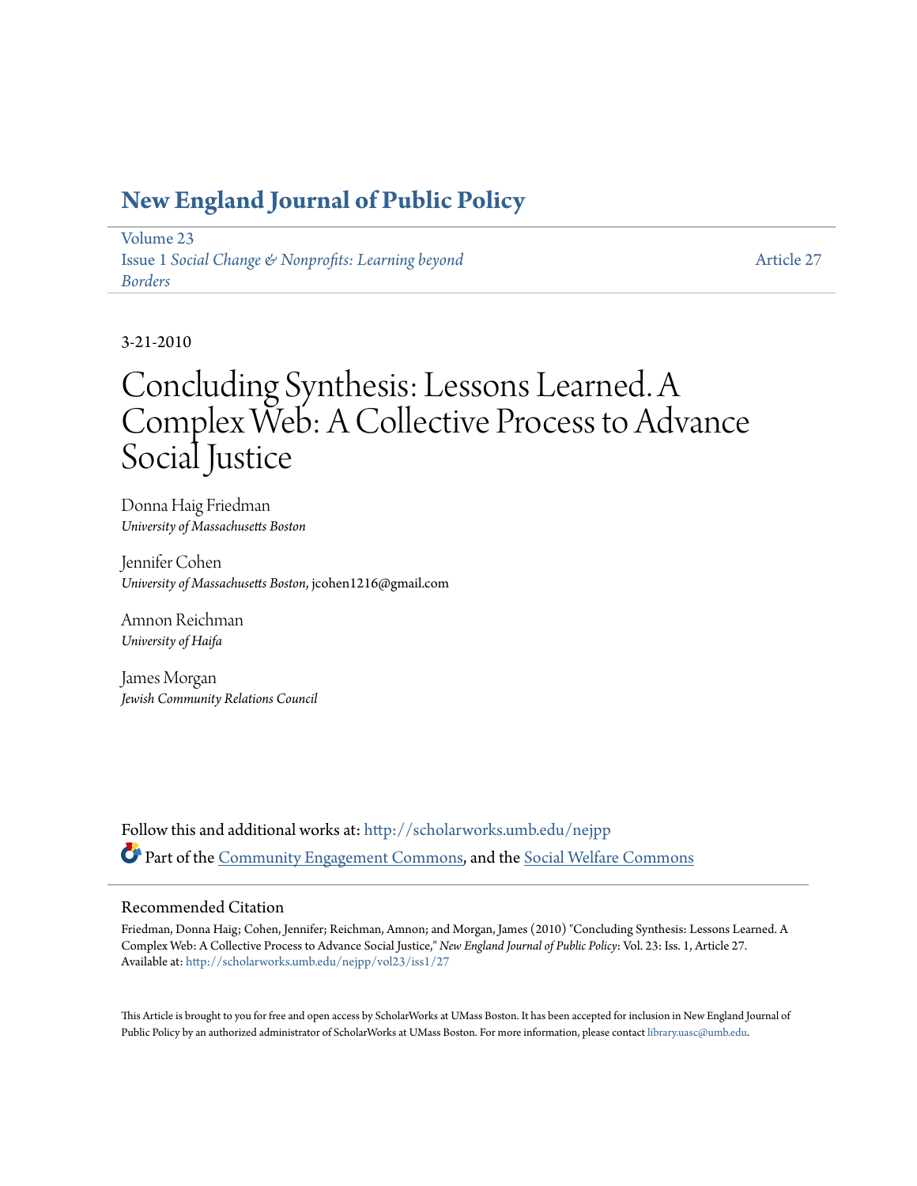# New England Journal of Public Policy

Volume 23
Issue 1 *Social Change & Nonprofits: Learning beyond Borders*

Article 27

3-21-2010

# Concluding Synthesis: Lessons Learned. A Complex Web: A Collective Process to Advance Social Justice

Donna Haig Friedman
*University of Massachusetts Boston*

Jennifer Cohen
*University of Massachusetts Boston*, jcohen1216@gmail.com

Amnon Reichman
*University of Haifa*

James Morgan
*Jewish Community Relations Council*

Follow this and additional works at: http://scholarworks.umb.edu/nejpp

Part of the Community Engagement Commons, and the Social Welfare Commons

## Recommended Citation

Friedman, Donna Haig; Cohen, Jennifer; Reichman, Amnon; and Morgan, James (2010) "Concluding Synthesis: Lessons Learned. A Complex Web: A Collective Process to Advance Social Justice," *New England Journal of Public Policy*: Vol. 23: Iss. 1, Article 27.
Available at: http://scholarworks.umb.edu/nejpp/vol23/iss1/27

This Article is brought to you for free and open access by ScholarWorks at UMass Boston. It has been accepted for inclusion in New England Journal of Public Policy by an authorized administrator of ScholarWorks at UMass Boston. For more information, please contact library.uasc@umb.edu.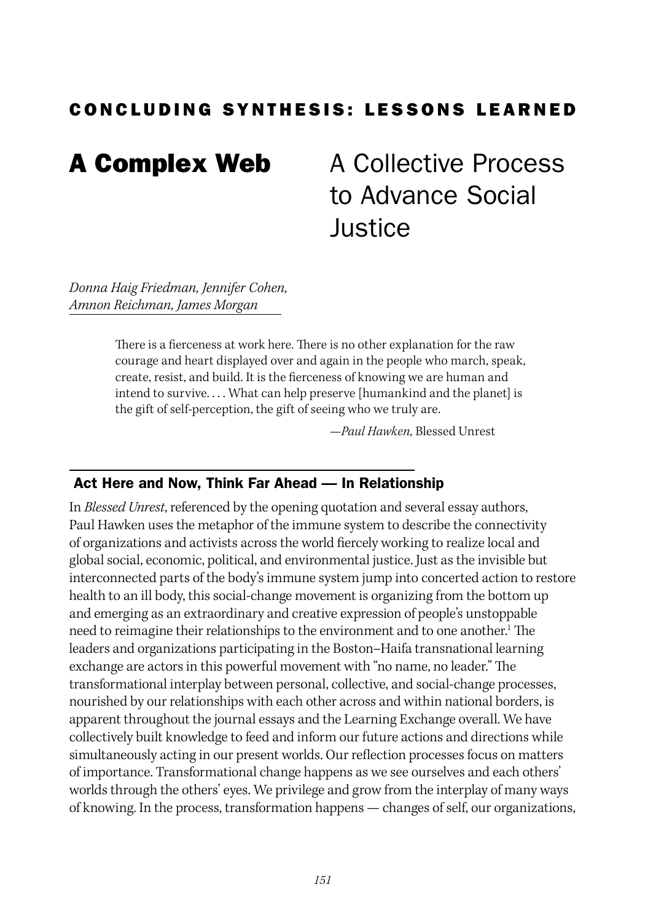CONCLUDING SYNTHESIS: LESSONS LEARNED

# A Complex Web: A Collective Process to Advance Social Justice

*Donna Haig Friedman, Jennifer Cohen, Amnon Reichman, James Morgan*

> There is a fierceness at work here. There is no other explanation for the raw courage and heart displayed over and again in the people who march, speak, create, resist, and build. It is the fierceness of knowing we are human and intend to survive. . . . What can help preserve [humankind and the planet] is the gift of self-perception, the gift of seeing who we truly are.
>
> —*Paul Hawken,* Blessed Unrest

## Act Here and Now, Think Far Ahead — In Relationship

In *Blessed Unrest*, referenced by the opening quotation and several essay authors, Paul Hawken uses the metaphor of the immune system to describe the connectivity of organizations and activists across the world fiercely working to realize local and global social, economic, political, and environmental justice. Just as the invisible but interconnected parts of the body's immune system jump into concerted action to restore health to an ill body, this social-change movement is organizing from the bottom up and emerging as an extraordinary and creative expression of people's unstoppable need to reimagine their relationships to the environment and to one another.[1] The leaders and organizations participating in the Boston–Haifa transnational learning exchange are actors in this powerful movement with "no name, no leader." The transformational interplay between personal, collective, and social-change processes, nourished by our relationships with each other across and within national borders, is apparent throughout the journal essays and the Learning Exchange overall. We have collectively built knowledge to feed and inform our future actions and directions while simultaneously acting in our present worlds. Our reflection processes focus on matters of importance. Transformational change happens as we see ourselves and each others' worlds through the others' eyes. We privilege and grow from the interplay of many ways of knowing. In the process, transformation happens — changes of self, our organizations,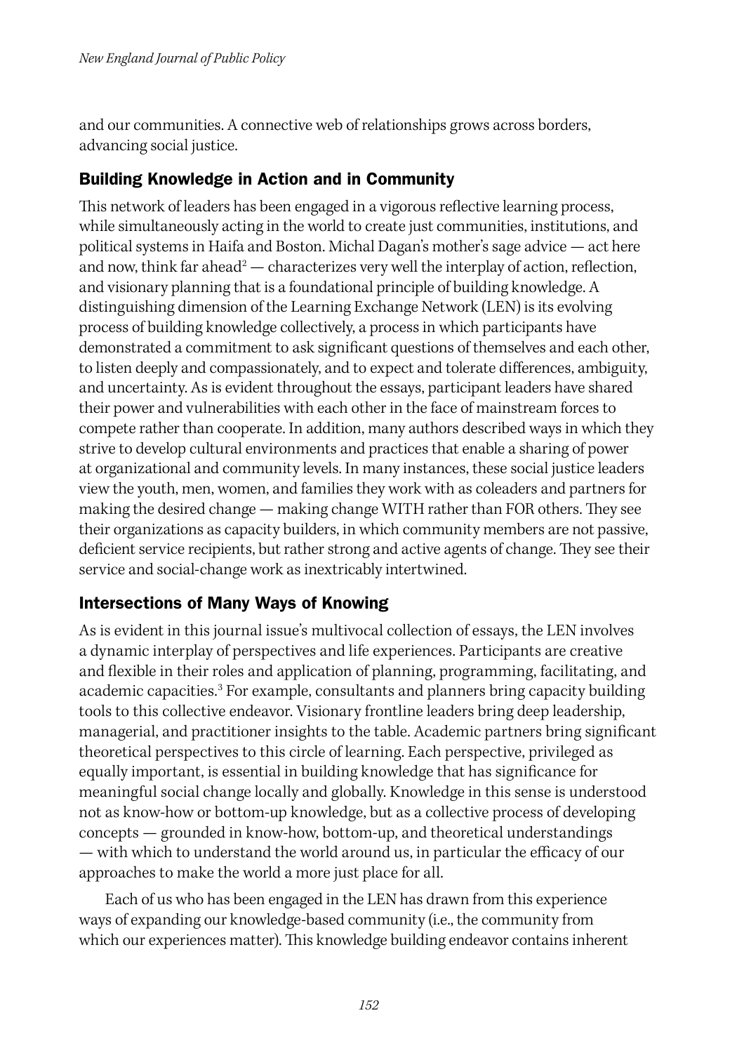and our communities. A connective web of relationships grows across borders, advancing social justice.

## Building Knowledge in Action and in Community

This network of leaders has been engaged in a vigorous reflective learning process, while simultaneously acting in the world to create just communities, institutions, and political systems in Haifa and Boston. Michal Dagan's mother's sage advice — act here and now, think far ahead[2] — characterizes very well the interplay of action, reflection, and visionary planning that is a foundational principle of building knowledge. A distinguishing dimension of the Learning Exchange Network (LEN) is its evolving process of building knowledge collectively, a process in which participants have demonstrated a commitment to ask significant questions of themselves and each other, to listen deeply and compassionately, and to expect and tolerate differences, ambiguity, and uncertainty. As is evident throughout the essays, participant leaders have shared their power and vulnerabilities with each other in the face of mainstream forces to compete rather than cooperate. In addition, many authors described ways in which they strive to develop cultural environments and practices that enable a sharing of power at organizational and community levels. In many instances, these social justice leaders view the youth, men, women, and families they work with as coleaders and partners for making the desired change — making change WITH rather than FOR others. They see their organizations as capacity builders, in which community members are not passive, deficient service recipients, but rather strong and active agents of change. They see their service and social-change work as inextricably intertwined.

## Intersections of Many Ways of Knowing

As is evident in this journal issue's multivocal collection of essays, the LEN involves a dynamic interplay of perspectives and life experiences. Participants are creative and flexible in their roles and application of planning, programming, facilitating, and academic capacities.[3] For example, consultants and planners bring capacity building tools to this collective endeavor. Visionary frontline leaders bring deep leadership, managerial, and practitioner insights to the table. Academic partners bring significant theoretical perspectives to this circle of learning. Each perspective, privileged as equally important, is essential in building knowledge that has significance for meaningful social change locally and globally. Knowledge in this sense is understood not as know-how or bottom-up knowledge, but as a collective process of developing concepts — grounded in know-how, bottom-up, and theoretical understandings — with which to understand the world around us, in particular the efficacy of our approaches to make the world a more just place for all.

Each of us who has been engaged in the LEN has drawn from this experience ways of expanding our knowledge-based community (i.e., the community from which our experiences matter). This knowledge building endeavor contains inherent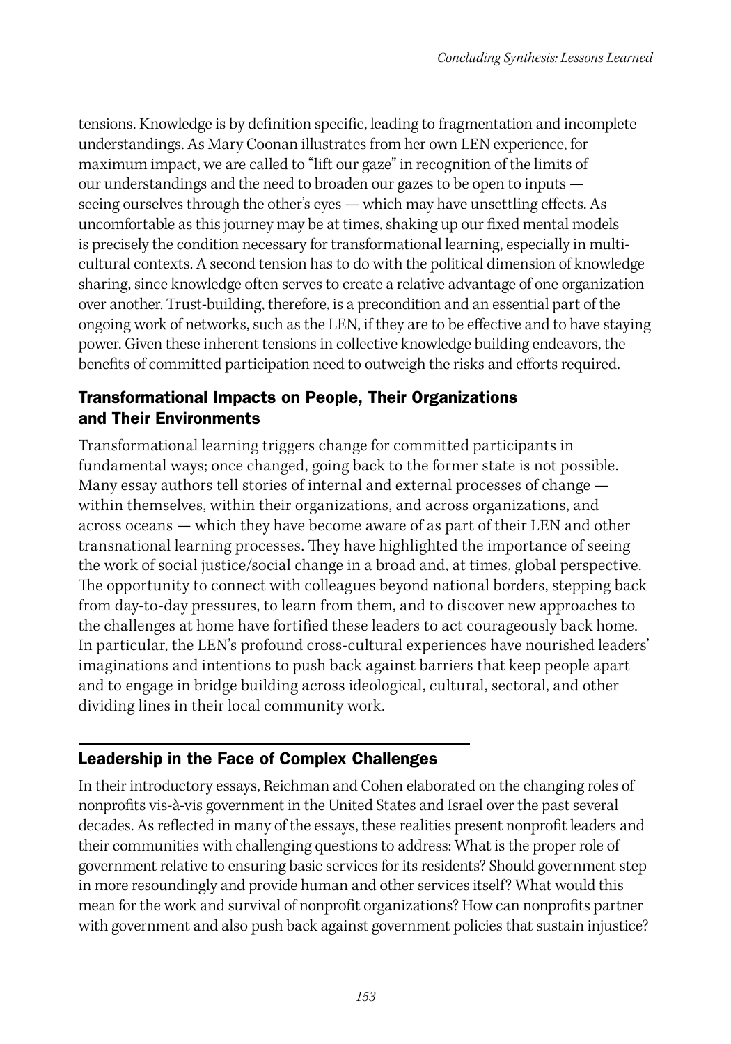tensions. Knowledge is by definition specific, leading to fragmentation and incomplete understandings. As Mary Coonan illustrates from her own LEN experience, for maximum impact, we are called to "lift our gaze" in recognition of the limits of our understandings and the need to broaden our gazes to be open to inputs — seeing ourselves through the other's eyes — which may have unsettling effects. As uncomfortable as this journey may be at times, shaking up our fixed mental models is precisely the condition necessary for transformational learning, especially in multicultural contexts. A second tension has to do with the political dimension of knowledge sharing, since knowledge often serves to create a relative advantage of one organization over another. Trust-building, therefore, is a precondition and an essential part of the ongoing work of networks, such as the LEN, if they are to be effective and to have staying power. Given these inherent tensions in collective knowledge building endeavors, the benefits of committed participation need to outweigh the risks and efforts required.

### Transformational Impacts on People, Their Organizations and Their Environments

Transformational learning triggers change for committed participants in fundamental ways; once changed, going back to the former state is not possible. Many essay authors tell stories of internal and external processes of change — within themselves, within their organizations, and across organizations, and across oceans — which they have become aware of as part of their LEN and other transnational learning processes. They have highlighted the importance of seeing the work of social justice/social change in a broad and, at times, global perspective. The opportunity to connect with colleagues beyond national borders, stepping back from day-to-day pressures, to learn from them, and to discover new approaches to the challenges at home have fortified these leaders to act courageously back home. In particular, the LEN's profound cross-cultural experiences have nourished leaders' imaginations and intentions to push back against barriers that keep people apart and to engage in bridge building across ideological, cultural, sectoral, and other dividing lines in their local community work.

## Leadership in the Face of Complex Challenges

In their introductory essays, Reichman and Cohen elaborated on the changing roles of nonprofits vis-à-vis government in the United States and Israel over the past several decades. As reflected in many of the essays, these realities present nonprofit leaders and their communities with challenging questions to address: What is the proper role of government relative to ensuring basic services for its residents? Should government step in more resoundingly and provide human and other services itself? What would this mean for the work and survival of nonprofit organizations? How can nonprofits partner with government and also push back against government policies that sustain injustice?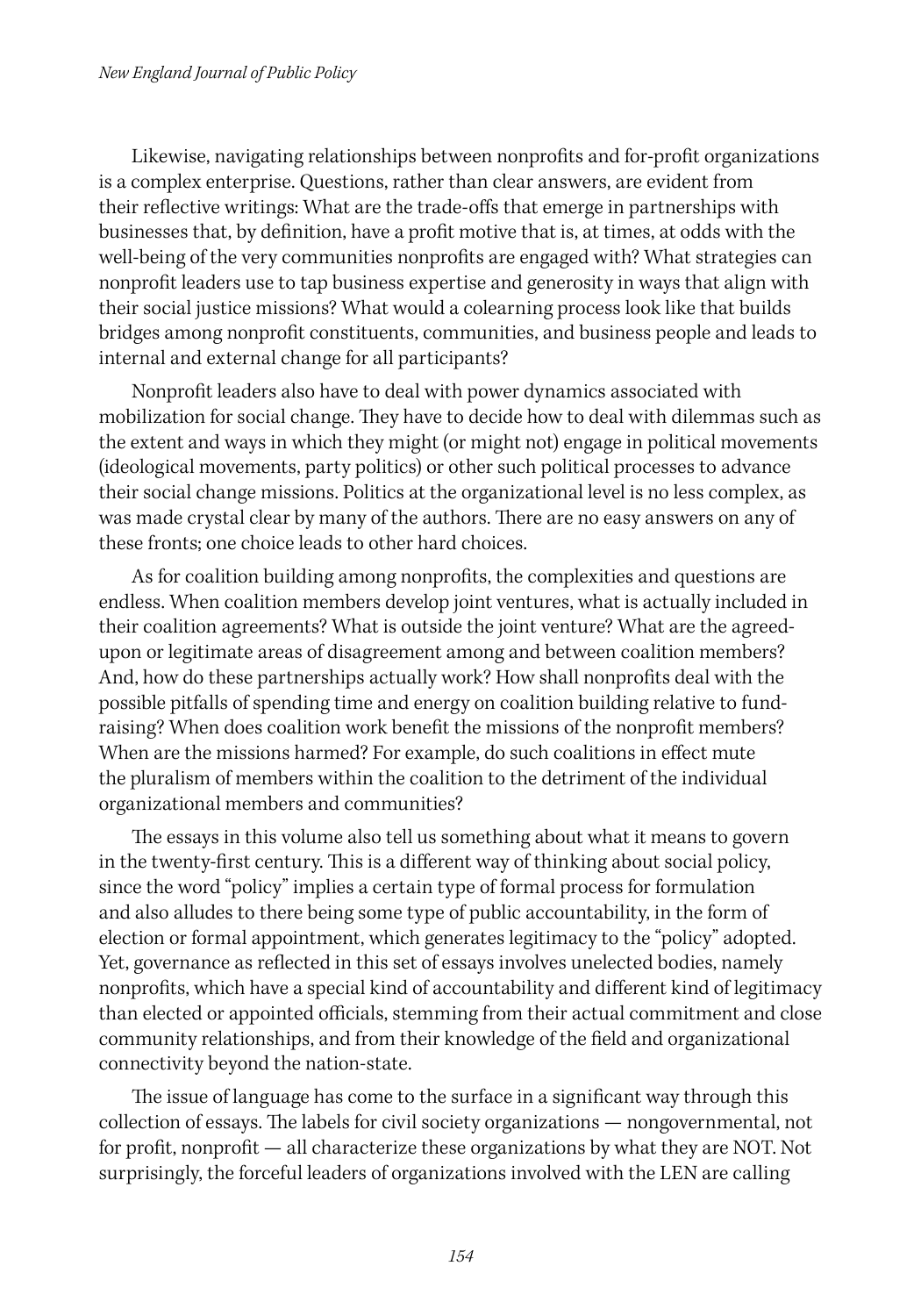Likewise, navigating relationships between nonprofits and for-profit organizations is a complex enterprise. Questions, rather than clear answers, are evident from their reflective writings: What are the trade-offs that emerge in partnerships with businesses that, by definition, have a profit motive that is, at times, at odds with the well-being of the very communities nonprofits are engaged with? What strategies can nonprofit leaders use to tap business expertise and generosity in ways that align with their social justice missions? What would a colearning process look like that builds bridges among nonprofit constituents, communities, and business people and leads to internal and external change for all participants?

Nonprofit leaders also have to deal with power dynamics associated with mobilization for social change. They have to decide how to deal with dilemmas such as the extent and ways in which they might (or might not) engage in political movements (ideological movements, party politics) or other such political processes to advance their social change missions. Politics at the organizational level is no less complex, as was made crystal clear by many of the authors. There are no easy answers on any of these fronts; one choice leads to other hard choices.

As for coalition building among nonprofits, the complexities and questions are endless. When coalition members develop joint ventures, what is actually included in their coalition agreements? What is outside the joint venture? What are the agreed-upon or legitimate areas of disagreement among and between coalition members? And, how do these partnerships actually work? How shall nonprofits deal with the possible pitfalls of spending time and energy on coalition building relative to fund-raising? When does coalition work benefit the missions of the nonprofit members? When are the missions harmed? For example, do such coalitions in effect mute the pluralism of members within the coalition to the detriment of the individual organizational members and communities?

The essays in this volume also tell us something about what it means to govern in the twenty-first century. This is a different way of thinking about social policy, since the word "policy" implies a certain type of formal process for formulation and also alludes to there being some type of public accountability, in the form of election or formal appointment, which generates legitimacy to the "policy" adopted. Yet, governance as reflected in this set of essays involves unelected bodies, namely nonprofits, which have a special kind of accountability and different kind of legitimacy than elected or appointed officials, stemming from their actual commitment and close community relationships, and from their knowledge of the field and organizational connectivity beyond the nation-state.

The issue of language has come to the surface in a significant way through this collection of essays. The labels for civil society organizations — nongovernmental, not for profit, nonprofit — all characterize these organizations by what they are NOT. Not surprisingly, the forceful leaders of organizations involved with the LEN are calling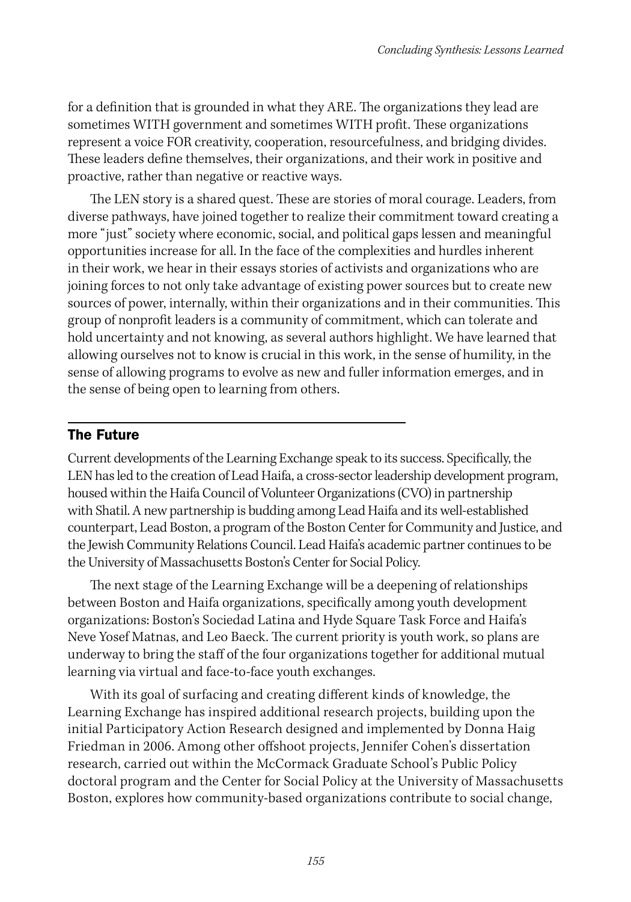for a definition that is grounded in what they ARE. The organizations they lead are sometimes WITH government and sometimes WITH profit. These organizations represent a voice FOR creativity, cooperation, resourcefulness, and bridging divides. These leaders define themselves, their organizations, and their work in positive and proactive, rather than negative or reactive ways.

The LEN story is a shared quest. These are stories of moral courage. Leaders, from diverse pathways, have joined together to realize their commitment toward creating a more "just" society where economic, social, and political gaps lessen and meaningful opportunities increase for all. In the face of the complexities and hurdles inherent in their work, we hear in their essays stories of activists and organizations who are joining forces to not only take advantage of existing power sources but to create new sources of power, internally, within their organizations and in their communities. This group of nonprofit leaders is a community of commitment, which can tolerate and hold uncertainty and not knowing, as several authors highlight. We have learned that allowing ourselves not to know is crucial in this work, in the sense of humility, in the sense of allowing programs to evolve as new and fuller information emerges, and in the sense of being open to learning from others.

## The Future

Current developments of the Learning Exchange speak to its success. Specifically, the LEN has led to the creation of Lead Haifa, a cross-sector leadership development program, housed within the Haifa Council of Volunteer Organizations (CVO) in partnership with Shatil. A new partnership is budding among Lead Haifa and its well-established counterpart, Lead Boston, a program of the Boston Center for Community and Justice, and the Jewish Community Relations Council. Lead Haifa's academic partner continues to be the University of Massachusetts Boston's Center for Social Policy.

The next stage of the Learning Exchange will be a deepening of relationships between Boston and Haifa organizations, specifically among youth development organizations: Boston's Sociedad Latina and Hyde Square Task Force and Haifa's Neve Yosef Matnas, and Leo Baeck. The current priority is youth work, so plans are underway to bring the staff of the four organizations together for additional mutual learning via virtual and face-to-face youth exchanges.

With its goal of surfacing and creating different kinds of knowledge, the Learning Exchange has inspired additional research projects, building upon the initial Participatory Action Research designed and implemented by Donna Haig Friedman in 2006. Among other offshoot projects, Jennifer Cohen's dissertation research, carried out within the McCormack Graduate School's Public Policy doctoral program and the Center for Social Policy at the University of Massachusetts Boston, explores how community-based organizations contribute to social change,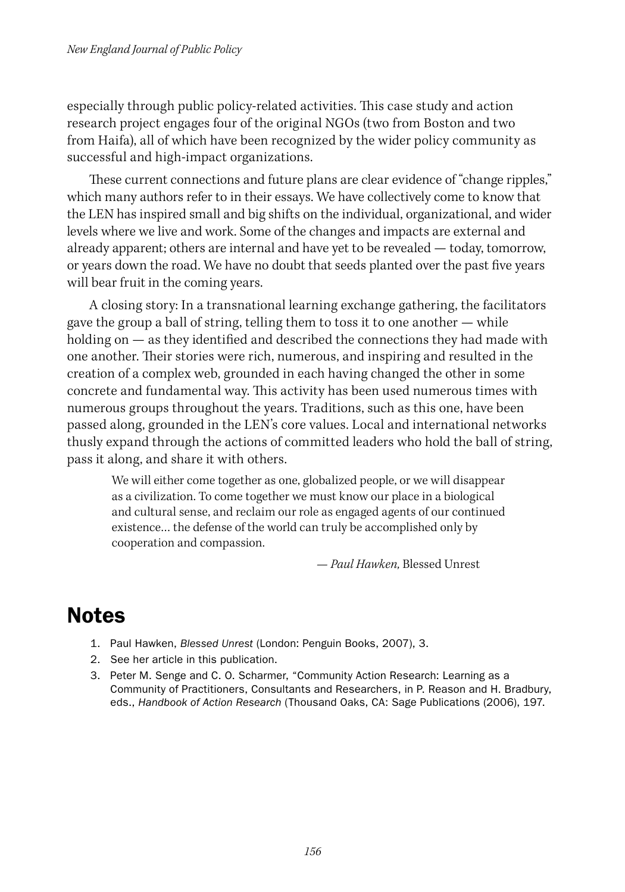especially through public policy-related activities. This case study and action research project engages four of the original NGOs (two from Boston and two from Haifa), all of which have been recognized by the wider policy community as successful and high-impact organizations.

These current connections and future plans are clear evidence of "change ripples," which many authors refer to in their essays. We have collectively come to know that the LEN has inspired small and big shifts on the individual, organizational, and wider levels where we live and work. Some of the changes and impacts are external and already apparent; others are internal and have yet to be revealed — today, tomorrow, or years down the road. We have no doubt that seeds planted over the past five years will bear fruit in the coming years.

A closing story: In a transnational learning exchange gathering, the facilitators gave the group a ball of string, telling them to toss it to one another — while holding on — as they identified and described the connections they had made with one another. Their stories were rich, numerous, and inspiring and resulted in the creation of a complex web, grounded in each having changed the other in some concrete and fundamental way. This activity has been used numerous times with numerous groups throughout the years. Traditions, such as this one, have been passed along, grounded in the LEN's core values. Local and international networks thusly expand through the actions of committed leaders who hold the ball of string, pass it along, and share it with others.

> We will either come together as one, globalized people, or we will disappear as a civilization. To come together we must know our place in a biological and cultural sense, and reclaim our role as engaged agents of our continued existence… the defense of the world can truly be accomplished only by cooperation and compassion.
>
> — *Paul Hawken,* Blessed Unrest

## Notes

1. Paul Hawken, *Blessed Unrest* (London: Penguin Books, 2007), 3.
2. See her article in this publication.
3. Peter M. Senge and C. O. Scharmer, "Community Action Research: Learning as a Community of Practitioners, Consultants and Researchers, in P. Reason and H. Bradbury, eds., *Handbook of Action Research* (Thousand Oaks, CA: Sage Publications (2006), 197.